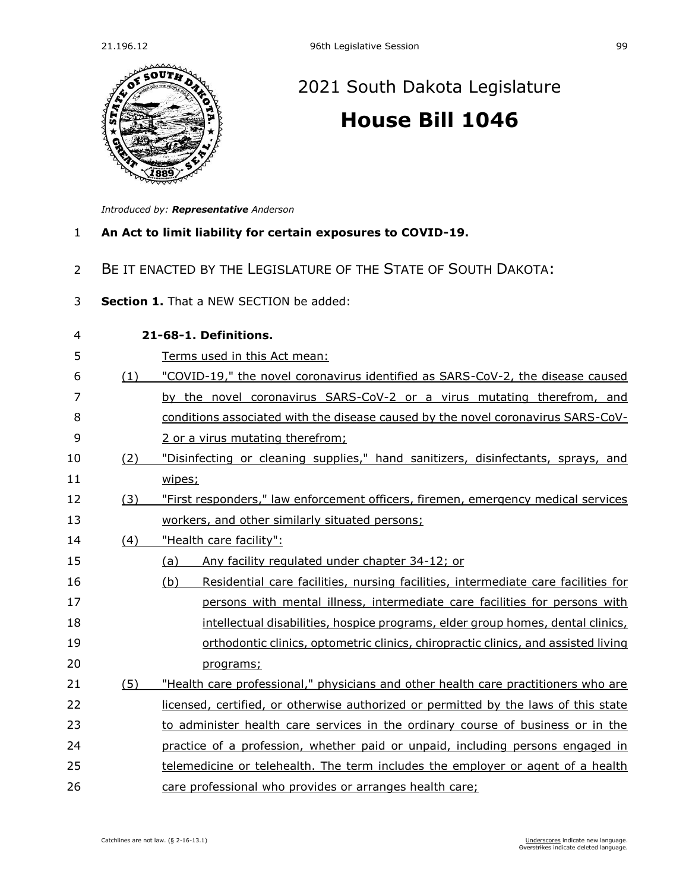# 2021 South Dakota Legislature

## House Bill 1046

*Introduced by: **Representative** Anderson*

**An Act to limit liability for certain exposures to COVID-19.**

BE IT ENACTED BY THE LEGISLATURE OF THE STATE OF SOUTH DAKOTA:

**Section 1.** That a NEW SECTION be added:

**21-68-1. Definitions.**

Terms used in this Act mean:

(1) "COVID-19," the novel coronavirus identified as SARS-CoV-2, the disease caused by the novel coronavirus SARS-CoV-2 or a virus mutating therefrom, and conditions associated with the disease caused by the novel coronavirus SARS-CoV-2 or a virus mutating therefrom;

(2) "Disinfecting or cleaning supplies," hand sanitizers, disinfectants, sprays, and wipes;

(3) "First responders," law enforcement officers, firemen, emergency medical services workers, and other similarly situated persons;

(4) "Health care facility":

(a) Any facility regulated under chapter 34-12; or

(b) Residential care facilities, nursing facilities, intermediate care facilities for persons with mental illness, intermediate care facilities for persons with intellectual disabilities, hospice programs, elder group homes, dental clinics, orthodontic clinics, optometric clinics, chiropractic clinics, and assisted living programs;

(5) "Health care professional," physicians and other health care practitioners who are licensed, certified, or otherwise authorized or permitted by the laws of this state to administer health care services in the ordinary course of business or in the practice of a profession, whether paid or unpaid, including persons engaged in telemedicine or telehealth. The term includes the employer or agent of a health care professional who provides or arranges health care;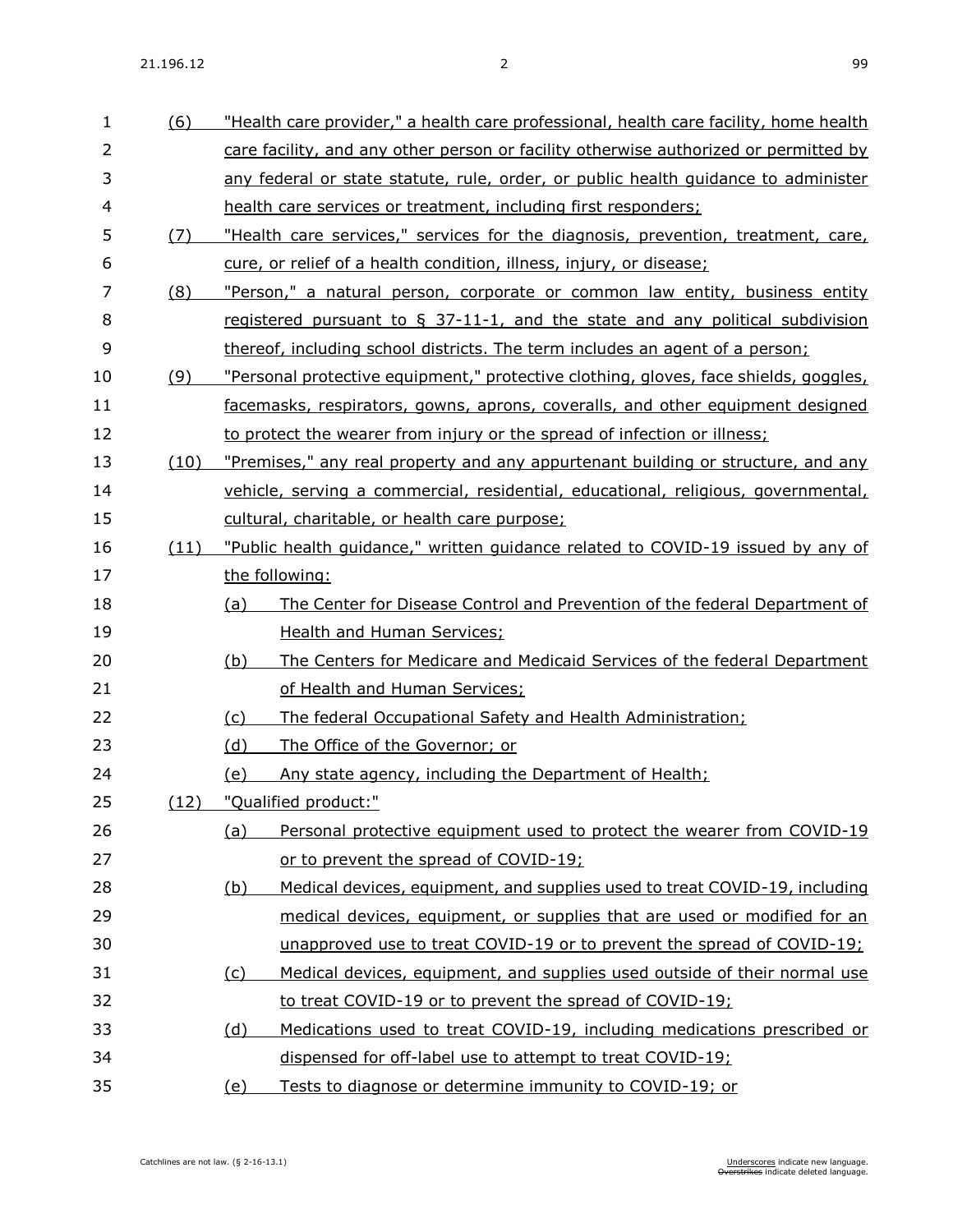(6) "Health care provider," a health care professional, health care facility, home health care facility, and any other person or facility otherwise authorized or permitted by any federal or state statute, rule, order, or public health guidance to administer health care services or treatment, including first responders;

(7) "Health care services," services for the diagnosis, prevention, treatment, care, cure, or relief of a health condition, illness, injury, or disease;

(8) "Person," a natural person, corporate or common law entity, business entity registered pursuant to § 37-11-1, and the state and any political subdivision thereof, including school districts. The term includes an agent of a person;

(9) "Personal protective equipment," protective clothing, gloves, face shields, goggles, facemasks, respirators, gowns, aprons, coveralls, and other equipment designed to protect the wearer from injury or the spread of infection or illness;

(10) "Premises," any real property and any appurtenant building or structure, and any vehicle, serving a commercial, residential, educational, religious, governmental, cultural, charitable, or health care purpose;

(11) "Public health guidance," written guidance related to COVID-19 issued by any of the following:

- (a) The Center for Disease Control and Prevention of the federal Department of Health and Human Services;
- (b) The Centers for Medicare and Medicaid Services of the federal Department of Health and Human Services;
- (c) The federal Occupational Safety and Health Administration;
- (d) The Office of the Governor; or
- (e) Any state agency, including the Department of Health;

(12) "Qualified product:"

- (a) Personal protective equipment used to protect the wearer from COVID-19 or to prevent the spread of COVID-19;
- (b) Medical devices, equipment, and supplies used to treat COVID-19, including medical devices, equipment, or supplies that are used or modified for an unapproved use to treat COVID-19 or to prevent the spread of COVID-19;
- (c) Medical devices, equipment, and supplies used outside of their normal use to treat COVID-19 or to prevent the spread of COVID-19;
- (d) Medications used to treat COVID-19, including medications prescribed or dispensed for off-label use to attempt to treat COVID-19;
- (e) Tests to diagnose or determine immunity to COVID-19; or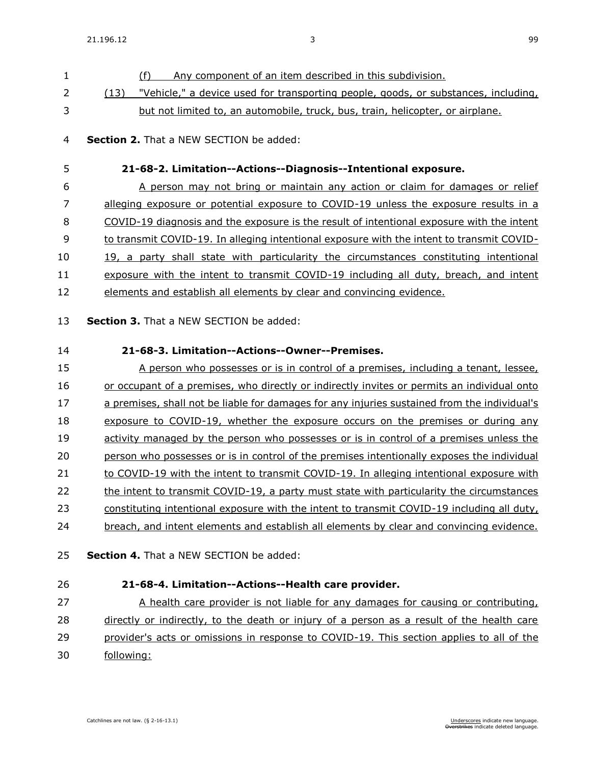(f) Any component of an item described in this subdivision.

(13) "Vehicle," a device used for transporting people, goods, or substances, including, but not limited to, an automobile, truck, bus, train, helicopter, or airplane.

**Section 2.** That a NEW SECTION be added:

**21-68-2. Limitation--Actions--Diagnosis--Intentional exposure.**

A person may not bring or maintain any action or claim for damages or relief alleging exposure or potential exposure to COVID-19 unless the exposure results in a COVID-19 diagnosis and the exposure is the result of intentional exposure with the intent to transmit COVID-19. In alleging intentional exposure with the intent to transmit COVID-19, a party shall state with particularity the circumstances constituting intentional exposure with the intent to transmit COVID-19 including all duty, breach, and intent elements and establish all elements by clear and convincing evidence.

**Section 3.** That a NEW SECTION be added:

**21-68-3. Limitation--Actions--Owner--Premises.**

A person who possesses or is in control of a premises, including a tenant, lessee, or occupant of a premises, who directly or indirectly invites or permits an individual onto a premises, shall not be liable for damages for any injuries sustained from the individual's exposure to COVID-19, whether the exposure occurs on the premises or during any activity managed by the person who possesses or is in control of a premises unless the person who possesses or is in control of the premises intentionally exposes the individual to COVID-19 with the intent to transmit COVID-19. In alleging intentional exposure with the intent to transmit COVID-19, a party must state with particularity the circumstances constituting intentional exposure with the intent to transmit COVID-19 including all duty, breach, and intent elements and establish all elements by clear and convincing evidence.

**Section 4.** That a NEW SECTION be added:

**21-68-4. Limitation--Actions--Health care provider.**

A health care provider is not liable for any damages for causing or contributing, directly or indirectly, to the death or injury of a person as a result of the health care provider's acts or omissions in response to COVID-19. This section applies to all of the following: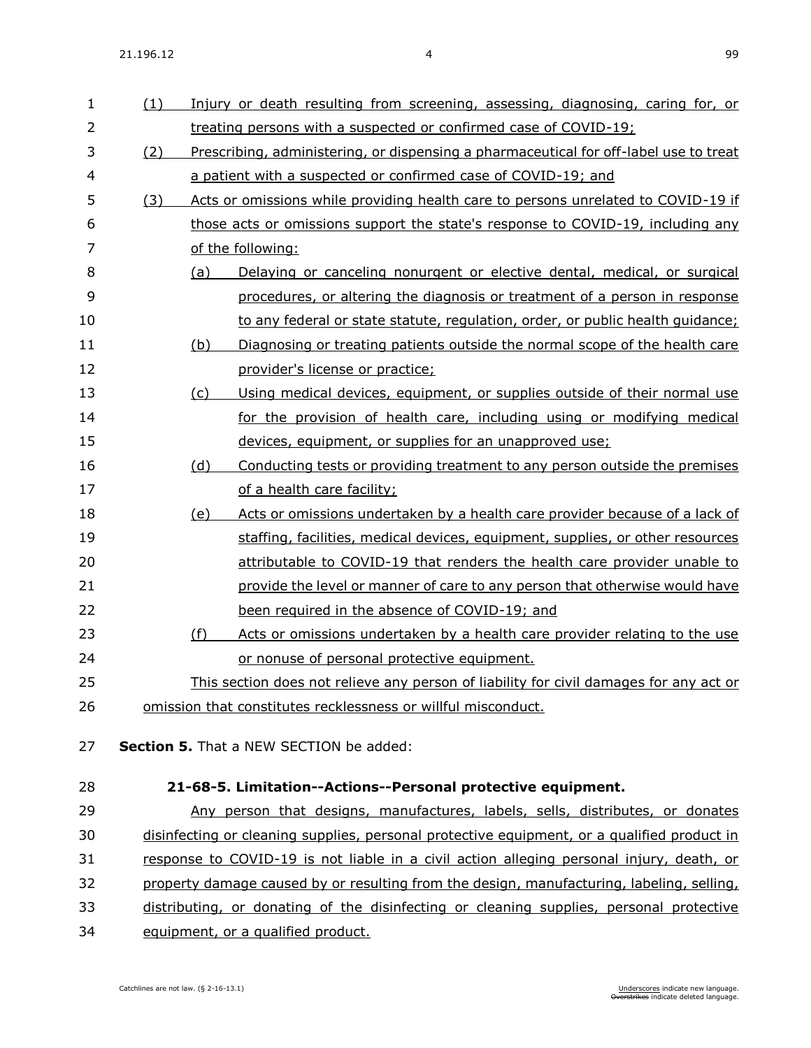(1) Injury or death resulting from screening, assessing, diagnosing, caring for, or treating persons with a suspected or confirmed case of COVID-19;

(2) Prescribing, administering, or dispensing a pharmaceutical for off-label use to treat a patient with a suspected or confirmed case of COVID-19; and

(3) Acts or omissions while providing health care to persons unrelated to COVID-19 if those acts or omissions support the state's response to COVID-19, including any of the following:

(a) Delaying or canceling nonurgent or elective dental, medical, or surgical procedures, or altering the diagnosis or treatment of a person in response to any federal or state statute, regulation, order, or public health guidance;

(b) Diagnosing or treating patients outside the normal scope of the health care provider's license or practice;

(c) Using medical devices, equipment, or supplies outside of their normal use for the provision of health care, including using or modifying medical devices, equipment, or supplies for an unapproved use;

(d) Conducting tests or providing treatment to any person outside the premises of a health care facility;

(e) Acts or omissions undertaken by a health care provider because of a lack of staffing, facilities, medical devices, equipment, supplies, or other resources attributable to COVID-19 that renders the health care provider unable to provide the level or manner of care to any person that otherwise would have been required in the absence of COVID-19; and

(f) Acts or omissions undertaken by a health care provider relating to the use or nonuse of personal protective equipment.

This section does not relieve any person of liability for civil damages for any act or omission that constitutes recklessness or willful misconduct.

**Section 5.** That a NEW SECTION be added:

**21-68-5. Limitation--Actions--Personal protective equipment.**

Any person that designs, manufactures, labels, sells, distributes, or donates disinfecting or cleaning supplies, personal protective equipment, or a qualified product in response to COVID-19 is not liable in a civil action alleging personal injury, death, or property damage caused by or resulting from the design, manufacturing, labeling, selling, distributing, or donating of the disinfecting or cleaning supplies, personal protective equipment, or a qualified product.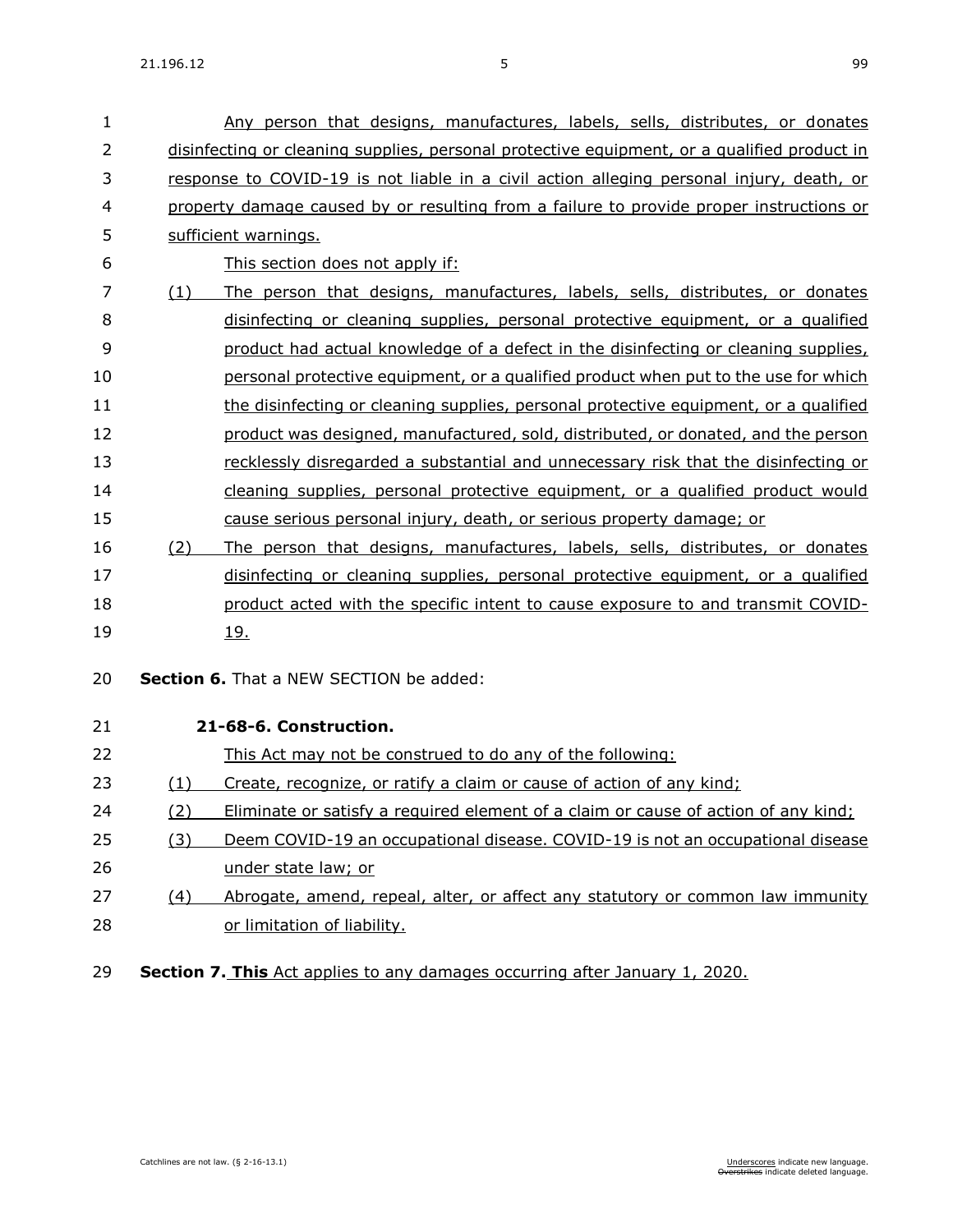Any person that designs, manufactures, labels, sells, distributes, or donates disinfecting or cleaning supplies, personal protective equipment, or a qualified product in response to COVID-19 is not liable in a civil action alleging personal injury, death, or property damage caused by or resulting from a failure to provide proper instructions or sufficient warnings.

This section does not apply if:

(1) The person that designs, manufactures, labels, sells, distributes, or donates disinfecting or cleaning supplies, personal protective equipment, or a qualified product had actual knowledge of a defect in the disinfecting or cleaning supplies, personal protective equipment, or a qualified product when put to the use for which the disinfecting or cleaning supplies, personal protective equipment, or a qualified product was designed, manufactured, sold, distributed, or donated, and the person recklessly disregarded a substantial and unnecessary risk that the disinfecting or cleaning supplies, personal protective equipment, or a qualified product would cause serious personal injury, death, or serious property damage; or

(2) The person that designs, manufactures, labels, sells, distributes, or donates disinfecting or cleaning supplies, personal protective equipment, or a qualified product acted with the specific intent to cause exposure to and transmit COVID-19.

**Section 6.** That a NEW SECTION be added:

**21-68-6. Construction.**

This Act may not be construed to do any of the following:

(1) Create, recognize, or ratify a claim or cause of action of any kind;

(2) Eliminate or satisfy a required element of a claim or cause of action of any kind;

(3) Deem COVID-19 an occupational disease. COVID-19 is not an occupational disease under state law; or

(4) Abrogate, amend, repeal, alter, or affect any statutory or common law immunity or limitation of liability.

**Section 7. This** Act applies to any damages occurring after January 1, 2020.